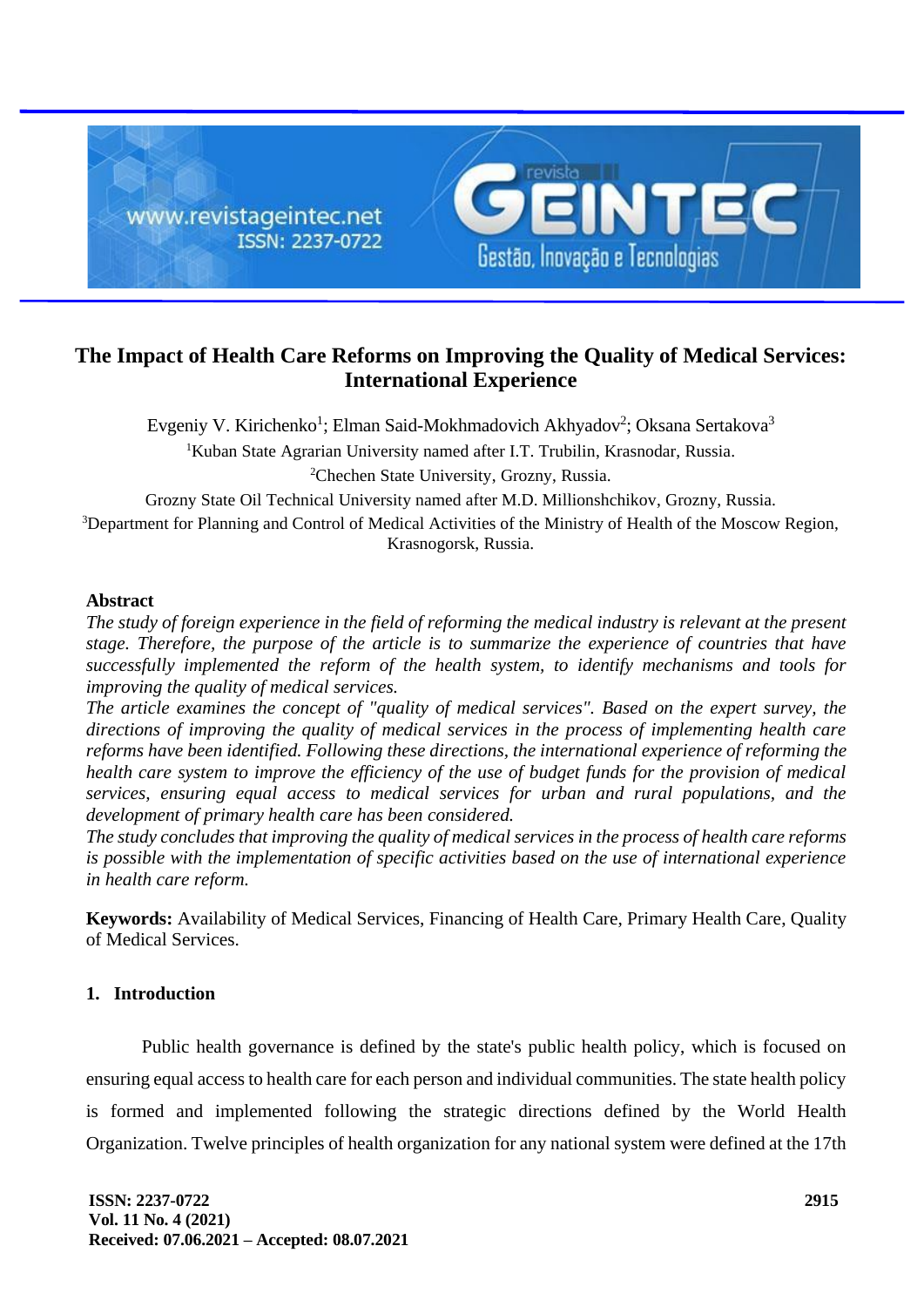# The Impact of Health Care Reforms on Improving the Quality of Medical Services: International Experience

Evgeniy V. Kirichenko[1]; Elman Said-Mokhmadovich Akhyadov[2]; Oksana Sertakova[3]

[1]Kuban State Agrarian University named after I.T. Trubilin, Krasnodar, Russia.

[2]Chechen State University, Grozny, Russia.

Grozny State Oil Technical University named after M.D. Millionshchikov, Grozny, Russia.

[3]Department for Planning and Control of Medical Activities of the Ministry of Health of the Moscow Region, Krasnogorsk, Russia.

## Abstract

*The study of foreign experience in the field of reforming the medical industry is relevant at the present stage. Therefore, the purpose of the article is to summarize the experience of countries that have successfully implemented the reform of the health system, to identify mechanisms and tools for improving the quality of medical services.*

*The article examines the concept of "quality of medical services". Based on the expert survey, the directions of improving the quality of medical services in the process of implementing health care reforms have been identified. Following these directions, the international experience of reforming the health care system to improve the efficiency of the use of budget funds for the provision of medical services, ensuring equal access to medical services for urban and rural populations, and the development of primary health care has been considered.*

*The study concludes that improving the quality of medical services in the process of health care reforms is possible with the implementation of specific activities based on the use of international experience in health care reform.*

**Keywords:** Availability of Medical Services, Financing of Health Care, Primary Health Care, Quality of Medical Services.

## 1. Introduction

Public health governance is defined by the state's public health policy, which is focused on ensuring equal access to health care for each person and individual communities. The state health policy is formed and implemented following the strategic directions defined by the World Health Organization. Twelve principles of health organization for any national system were defined at the 17th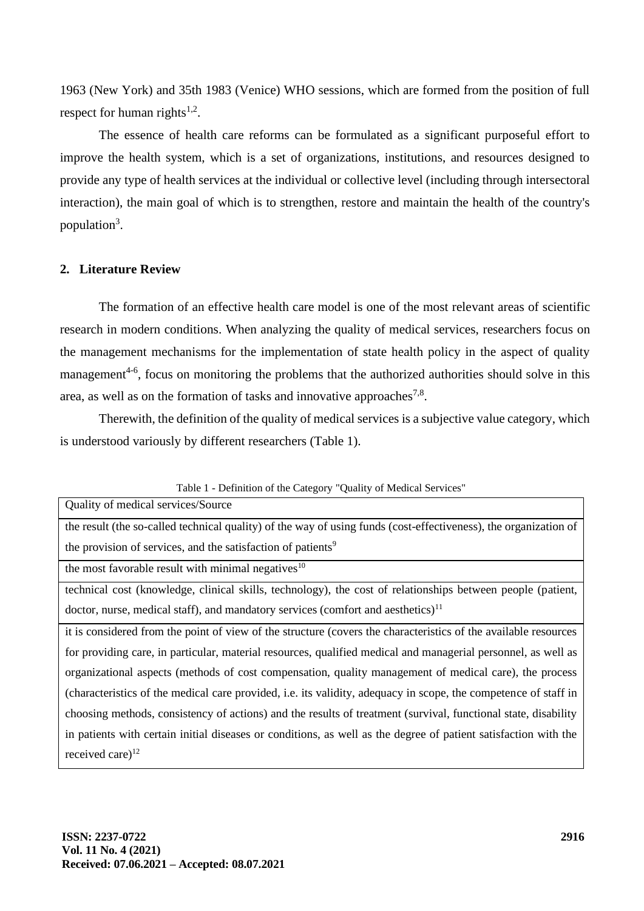1963 (New York) and 35th 1983 (Venice) WHO sessions, which are formed from the position of full respect for human rights[1,2].

The essence of health care reforms can be formulated as a significant purposeful effort to improve the health system, which is a set of organizations, institutions, and resources designed to provide any type of health services at the individual or collective level (including through intersectoral interaction), the main goal of which is to strengthen, restore and maintain the health of the country's population[3].

## 2. Literature Review

The formation of an effective health care model is one of the most relevant areas of scientific research in modern conditions. When analyzing the quality of medical services, researchers focus on the management mechanisms for the implementation of state health policy in the aspect of quality management[4-6], focus on monitoring the problems that the authorized authorities should solve in this area, as well as on the formation of tasks and innovative approaches[7,8].

Therewith, the definition of the quality of medical services is a subjective value category, which is understood variously by different researchers (Table 1).

Table 1 - Definition of the Category "Quality of Medical Services"

| Quality of medical services/Source |
| --- |
| the result (the so-called technical quality) of the way of using funds (cost-effectiveness), the organization of the provision of services, and the satisfaction of patients[9] |
| the most favorable result with minimal negatives[10] |
| technical cost (knowledge, clinical skills, technology), the cost of relationships between people (patient, doctor, nurse, medical staff), and mandatory services (comfort and aesthetics)[11] |
| it is considered from the point of view of the structure (covers the characteristics of the available resources for providing care, in particular, material resources, qualified medical and managerial personnel, as well as organizational aspects (methods of cost compensation, quality management of medical care), the process (characteristics of the medical care provided, i.e. its validity, adequacy in scope, the competence of staff in choosing methods, consistency of actions) and the results of treatment (survival, functional state, disability in patients with certain initial diseases or conditions, as well as the degree of patient satisfaction with the received care)[12] |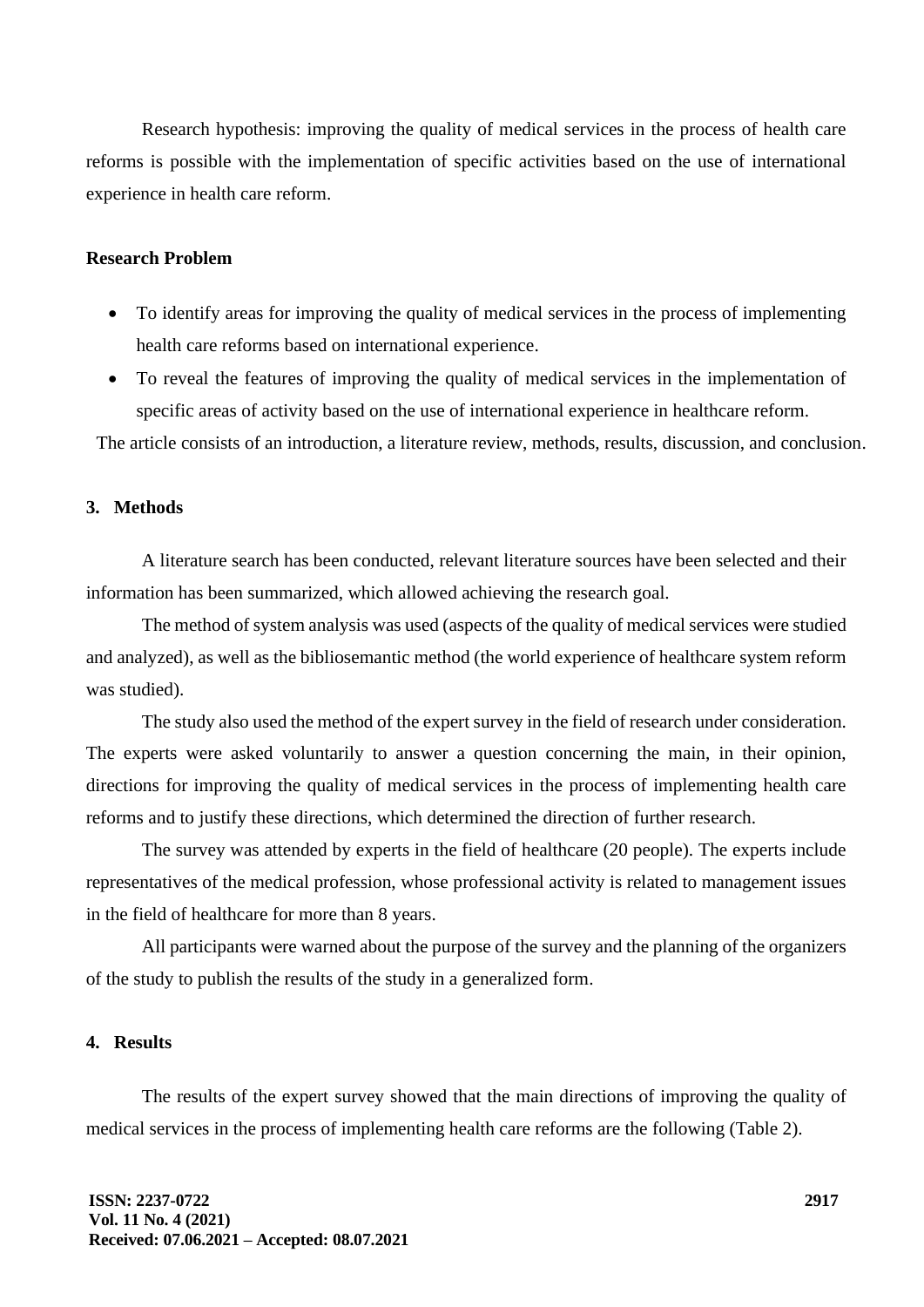Research hypothesis: improving the quality of medical services in the process of health care reforms is possible with the implementation of specific activities based on the use of international experience in health care reform.

**Research Problem**

- To identify areas for improving the quality of medical services in the process of implementing health care reforms based on international experience.
- To reveal the features of improving the quality of medical services in the implementation of specific areas of activity based on the use of international experience in healthcare reform.

The article consists of an introduction, a literature review, methods, results, discussion, and conclusion.

## 3. Methods

A literature search has been conducted, relevant literature sources have been selected and their information has been summarized, which allowed achieving the research goal.

The method of system analysis was used (aspects of the quality of medical services were studied and analyzed), as well as the bibliosemantic method (the world experience of healthcare system reform was studied).

The study also used the method of the expert survey in the field of research under consideration. The experts were asked voluntarily to answer a question concerning the main, in their opinion, directions for improving the quality of medical services in the process of implementing health care reforms and to justify these directions, which determined the direction of further research.

The survey was attended by experts in the field of healthcare (20 people). The experts include representatives of the medical profession, whose professional activity is related to management issues in the field of healthcare for more than 8 years.

All participants were warned about the purpose of the survey and the planning of the organizers of the study to publish the results of the study in a generalized form.

## 4. Results

The results of the expert survey showed that the main directions of improving the quality of medical services in the process of implementing health care reforms are the following (Table 2).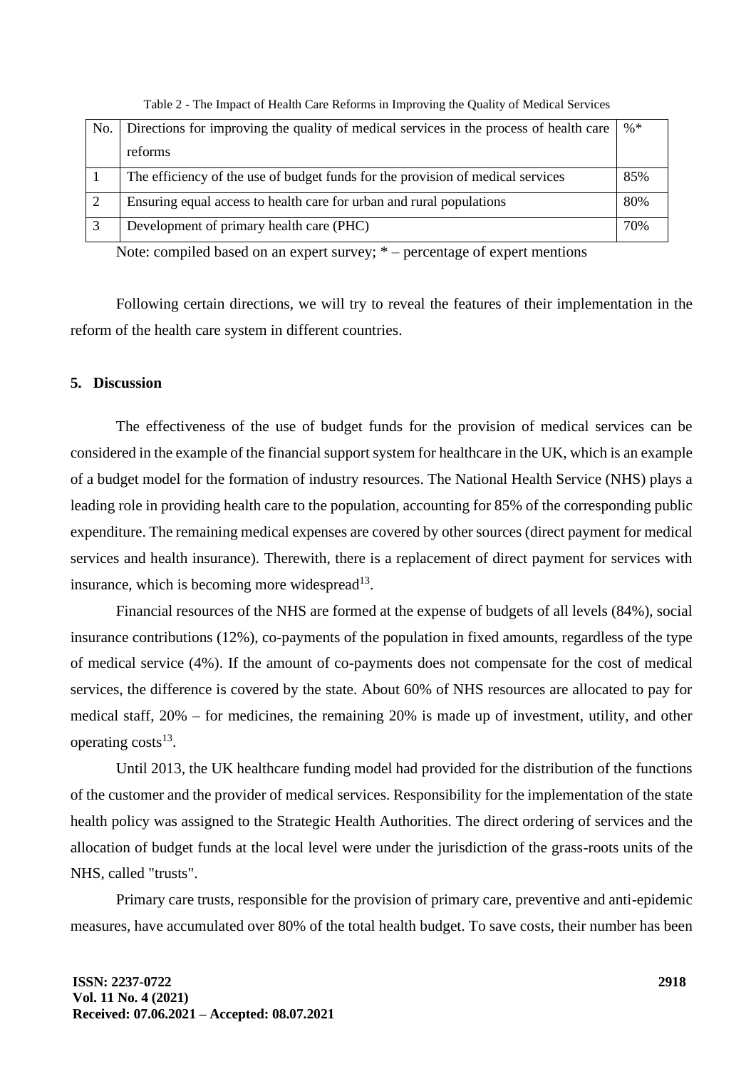Table 2 - The Impact of Health Care Reforms in Improving the Quality of Medical Services

| No. | Directions for improving the quality of medical services in the process of health care reforms | %* |
|---|---|---|
| 1 | The efficiency of the use of budget funds for the provision of medical services | 85% |
| 2 | Ensuring equal access to health care for urban and rural populations | 80% |
| 3 | Development of primary health care (PHC) | 70% |

Note: compiled based on an expert survey; * – percentage of expert mentions

Following certain directions, we will try to reveal the features of their implementation in the reform of the health care system in different countries.

## 5. Discussion

The effectiveness of the use of budget funds for the provision of medical services can be considered in the example of the financial support system for healthcare in the UK, which is an example of a budget model for the formation of industry resources. The National Health Service (NHS) plays a leading role in providing health care to the population, accounting for 85% of the corresponding public expenditure. The remaining medical expenses are covered by other sources (direct payment for medical services and health insurance). Therewith, there is a replacement of direct payment for services with insurance, which is becoming more widespread[13].

Financial resources of the NHS are formed at the expense of budgets of all levels (84%), social insurance contributions (12%), co-payments of the population in fixed amounts, regardless of the type of medical service (4%). If the amount of co-payments does not compensate for the cost of medical services, the difference is covered by the state. About 60% of NHS resources are allocated to pay for medical staff, 20% – for medicines, the remaining 20% is made up of investment, utility, and other operating costs[13].

Until 2013, the UK healthcare funding model had provided for the distribution of the functions of the customer and the provider of medical services. Responsibility for the implementation of the state health policy was assigned to the Strategic Health Authorities. The direct ordering of services and the allocation of budget funds at the local level were under the jurisdiction of the grass-roots units of the NHS, called "trusts".

Primary care trusts, responsible for the provision of primary care, preventive and anti-epidemic measures, have accumulated over 80% of the total health budget. To save costs, their number has been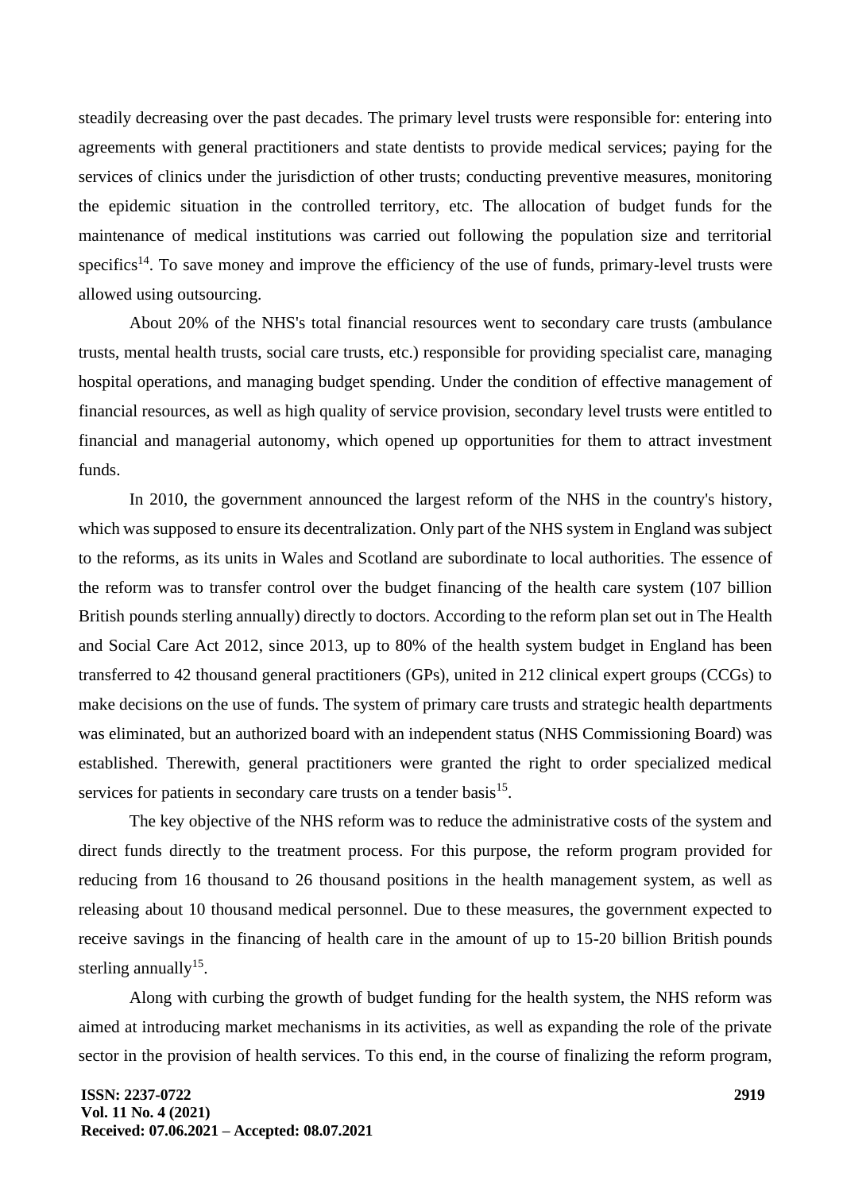steadily decreasing over the past decades. The primary level trusts were responsible for: entering into agreements with general practitioners and state dentists to provide medical services; paying for the services of clinics under the jurisdiction of other trusts; conducting preventive measures, monitoring the epidemic situation in the controlled territory, etc. The allocation of budget funds for the maintenance of medical institutions was carried out following the population size and territorial specifics[14]. To save money and improve the efficiency of the use of funds, primary-level trusts were allowed using outsourcing.

About 20% of the NHS's total financial resources went to secondary care trusts (ambulance trusts, mental health trusts, social care trusts, etc.) responsible for providing specialist care, managing hospital operations, and managing budget spending. Under the condition of effective management of financial resources, as well as high quality of service provision, secondary level trusts were entitled to financial and managerial autonomy, which opened up opportunities for them to attract investment funds.

In 2010, the government announced the largest reform of the NHS in the country's history, which was supposed to ensure its decentralization. Only part of the NHS system in England was subject to the reforms, as its units in Wales and Scotland are subordinate to local authorities. The essence of the reform was to transfer control over the budget financing of the health care system (107 billion British pounds sterling annually) directly to doctors. According to the reform plan set out in The Health and Social Care Act 2012, since 2013, up to 80% of the health system budget in England has been transferred to 42 thousand general practitioners (GPs), united in 212 clinical expert groups (CCGs) to make decisions on the use of funds. The system of primary care trusts and strategic health departments was eliminated, but an authorized board with an independent status (NHS Commissioning Board) was established. Therewith, general practitioners were granted the right to order specialized medical services for patients in secondary care trusts on a tender basis[15].

The key objective of the NHS reform was to reduce the administrative costs of the system and direct funds directly to the treatment process. For this purpose, the reform program provided for reducing from 16 thousand to 26 thousand positions in the health management system, as well as releasing about 10 thousand medical personnel. Due to these measures, the government expected to receive savings in the financing of health care in the amount of up to 15-20 billion British pounds sterling annually[15].

Along with curbing the growth of budget funding for the health system, the NHS reform was aimed at introducing market mechanisms in its activities, as well as expanding the role of the private sector in the provision of health services. To this end, in the course of finalizing the reform program,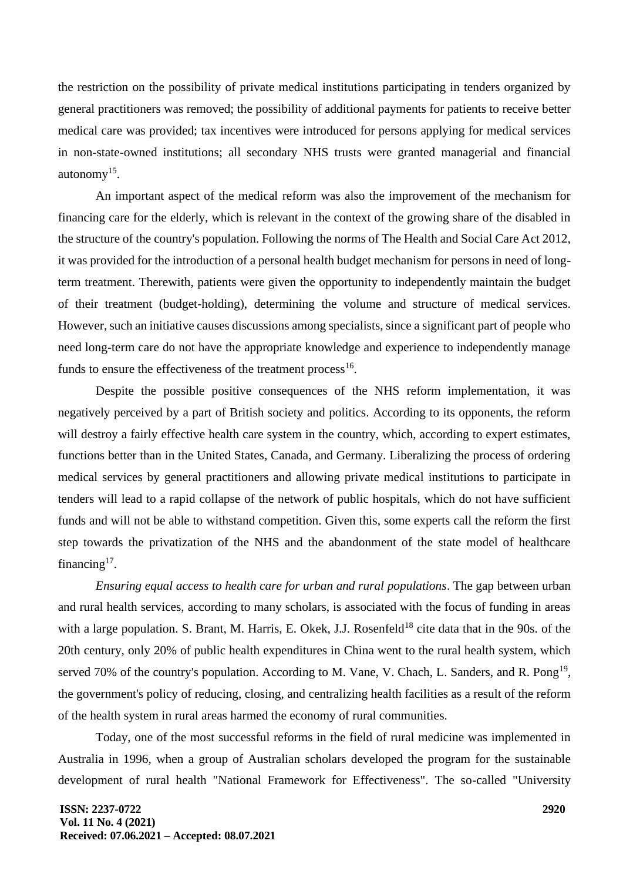the restriction on the possibility of private medical institutions participating in tenders organized by general practitioners was removed; the possibility of additional payments for patients to receive better medical care was provided; tax incentives were introduced for persons applying for medical services in non-state-owned institutions; all secondary NHS trusts were granted managerial and financial autonomy[15].

An important aspect of the medical reform was also the improvement of the mechanism for financing care for the elderly, which is relevant in the context of the growing share of the disabled in the structure of the country's population. Following the norms of The Health and Social Care Act 2012, it was provided for the introduction of a personal health budget mechanism for persons in need of long-term treatment. Therewith, patients were given the opportunity to independently maintain the budget of their treatment (budget-holding), determining the volume and structure of medical services. However, such an initiative causes discussions among specialists, since a significant part of people who need long-term care do not have the appropriate knowledge and experience to independently manage funds to ensure the effectiveness of the treatment process[16].

Despite the possible positive consequences of the NHS reform implementation, it was negatively perceived by a part of British society and politics. According to its opponents, the reform will destroy a fairly effective health care system in the country, which, according to expert estimates, functions better than in the United States, Canada, and Germany. Liberalizing the process of ordering medical services by general practitioners and allowing private medical institutions to participate in tenders will lead to a rapid collapse of the network of public hospitals, which do not have sufficient funds and will not be able to withstand competition. Given this, some experts call the reform the first step towards the privatization of the NHS and the abandonment of the state model of healthcare financing[17].

*Ensuring equal access to health care for urban and rural populations*. The gap between urban and rural health services, according to many scholars, is associated with the focus of funding in areas with a large population. S. Brant, M. Harris, E. Okek, J.J. Rosenfeld[18] cite data that in the 90s. of the 20th century, only 20% of public health expenditures in China went to the rural health system, which served 70% of the country's population. According to M. Vane, V. Chach, L. Sanders, and R. Pong[19], the government's policy of reducing, closing, and centralizing health facilities as a result of the reform of the health system in rural areas harmed the economy of rural communities.

Today, one of the most successful reforms in the field of rural medicine was implemented in Australia in 1996, when a group of Australian scholars developed the program for the sustainable development of rural health "National Framework for Effectiveness". The so-called "University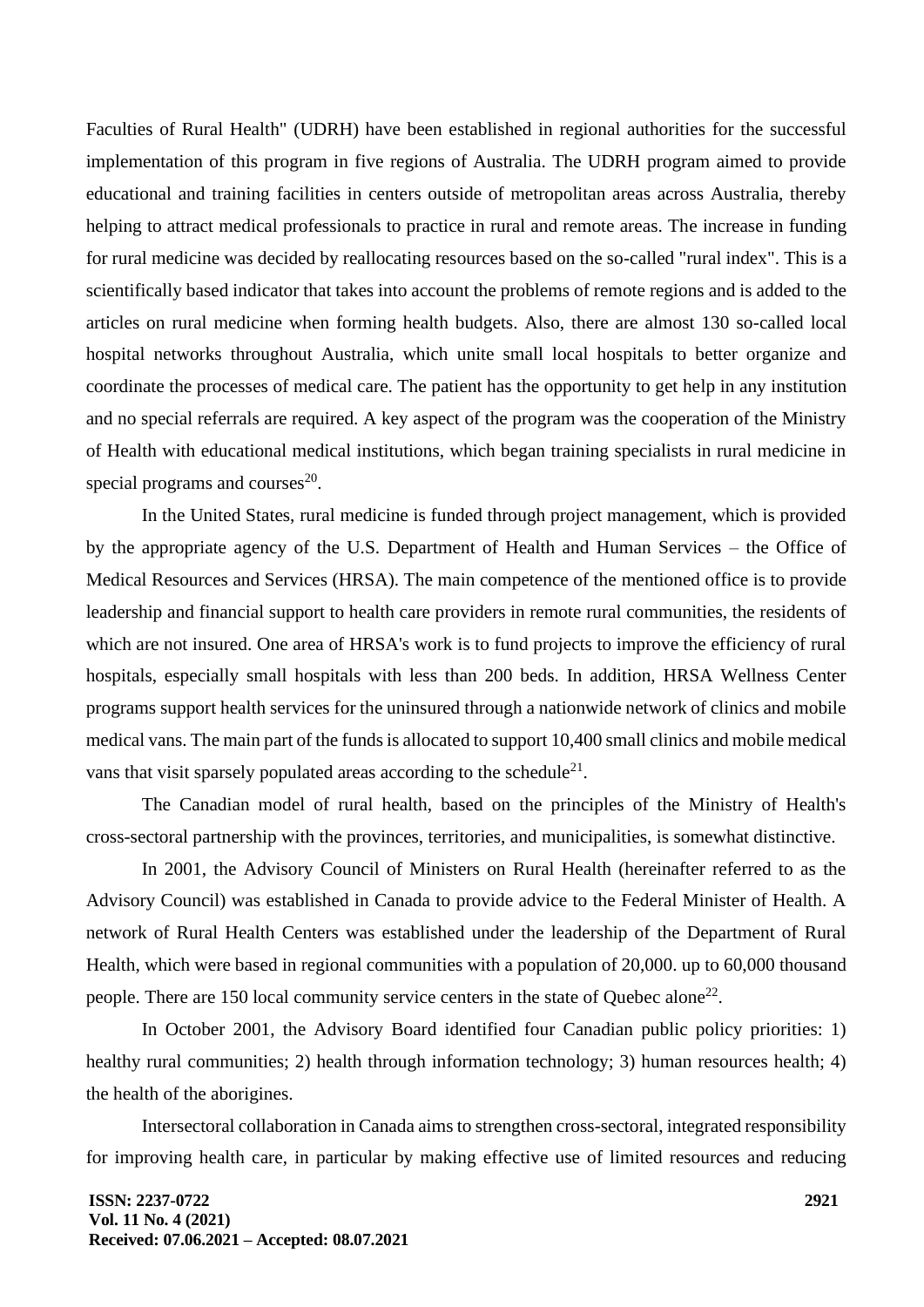Faculties of Rural Health" (UDRH) have been established in regional authorities for the successful implementation of this program in five regions of Australia. The UDRH program aimed to provide educational and training facilities in centers outside of metropolitan areas across Australia, thereby helping to attract medical professionals to practice in rural and remote areas. The increase in funding for rural medicine was decided by reallocating resources based on the so-called "rural index". This is a scientifically based indicator that takes into account the problems of remote regions and is added to the articles on rural medicine when forming health budgets. Also, there are almost 130 so-called local hospital networks throughout Australia, which unite small local hospitals to better organize and coordinate the processes of medical care. The patient has the opportunity to get help in any institution and no special referrals are required. A key aspect of the program was the cooperation of the Ministry of Health with educational medical institutions, which began training specialists in rural medicine in special programs and courses[20].

In the United States, rural medicine is funded through project management, which is provided by the appropriate agency of the U.S. Department of Health and Human Services – the Office of Medical Resources and Services (HRSA). The main competence of the mentioned office is to provide leadership and financial support to health care providers in remote rural communities, the residents of which are not insured. One area of HRSA's work is to fund projects to improve the efficiency of rural hospitals, especially small hospitals with less than 200 beds. In addition, HRSA Wellness Center programs support health services for the uninsured through a nationwide network of clinics and mobile medical vans. The main part of the funds is allocated to support 10,400 small clinics and mobile medical vans that visit sparsely populated areas according to the schedule[21].

The Canadian model of rural health, based on the principles of the Ministry of Health's cross-sectoral partnership with the provinces, territories, and municipalities, is somewhat distinctive.

In 2001, the Advisory Council of Ministers on Rural Health (hereinafter referred to as the Advisory Council) was established in Canada to provide advice to the Federal Minister of Health. A network of Rural Health Centers was established under the leadership of the Department of Rural Health, which were based in regional communities with a population of 20,000. up to 60,000 thousand people. There are 150 local community service centers in the state of Quebec alone[22].

In October 2001, the Advisory Board identified four Canadian public policy priorities: 1) healthy rural communities; 2) health through information technology; 3) human resources health; 4) the health of the aborigines.

Intersectoral collaboration in Canada aims to strengthen cross-sectoral, integrated responsibility for improving health care, in particular by making effective use of limited resources and reducing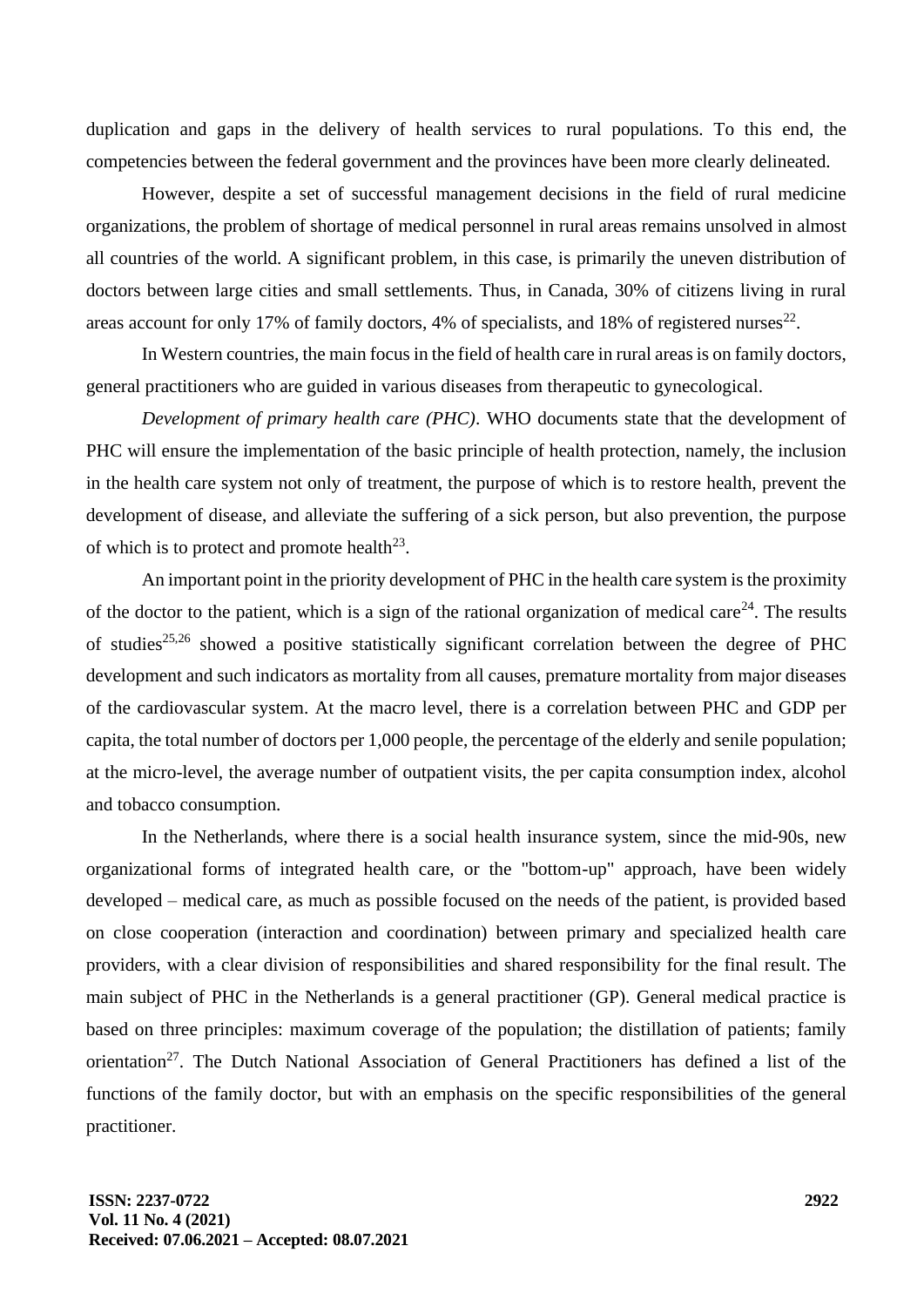duplication and gaps in the delivery of health services to rural populations. To this end, the competencies between the federal government and the provinces have been more clearly delineated.

However, despite a set of successful management decisions in the field of rural medicine organizations, the problem of shortage of medical personnel in rural areas remains unsolved in almost all countries of the world. A significant problem, in this case, is primarily the uneven distribution of doctors between large cities and small settlements. Thus, in Canada, 30% of citizens living in rural areas account for only 17% of family doctors, 4% of specialists, and 18% of registered nurses[22].

In Western countries, the main focus in the field of health care in rural areas is on family doctors, general practitioners who are guided in various diseases from therapeutic to gynecological.

*Development of primary health care (PHC)*. WHO documents state that the development of PHC will ensure the implementation of the basic principle of health protection, namely, the inclusion in the health care system not only of treatment, the purpose of which is to restore health, prevent the development of disease, and alleviate the suffering of a sick person, but also prevention, the purpose of which is to protect and promote health[23].

An important point in the priority development of PHC in the health care system is the proximity of the doctor to the patient, which is a sign of the rational organization of medical care[24]. The results of studies[25,26] showed a positive statistically significant correlation between the degree of PHC development and such indicators as mortality from all causes, premature mortality from major diseases of the cardiovascular system. At the macro level, there is a correlation between PHC and GDP per capita, the total number of doctors per 1,000 people, the percentage of the elderly and senile population; at the micro-level, the average number of outpatient visits, the per capita consumption index, alcohol and tobacco consumption.

In the Netherlands, where there is a social health insurance system, since the mid-90s, new organizational forms of integrated health care, or the "bottom-up" approach, have been widely developed – medical care, as much as possible focused on the needs of the patient, is provided based on close cooperation (interaction and coordination) between primary and specialized health care providers, with a clear division of responsibilities and shared responsibility for the final result. The main subject of PHC in the Netherlands is a general practitioner (GP). General medical practice is based on three principles: maximum coverage of the population; the distillation of patients; family orientation[27]. The Dutch National Association of General Practitioners has defined a list of the functions of the family doctor, but with an emphasis on the specific responsibilities of the general practitioner.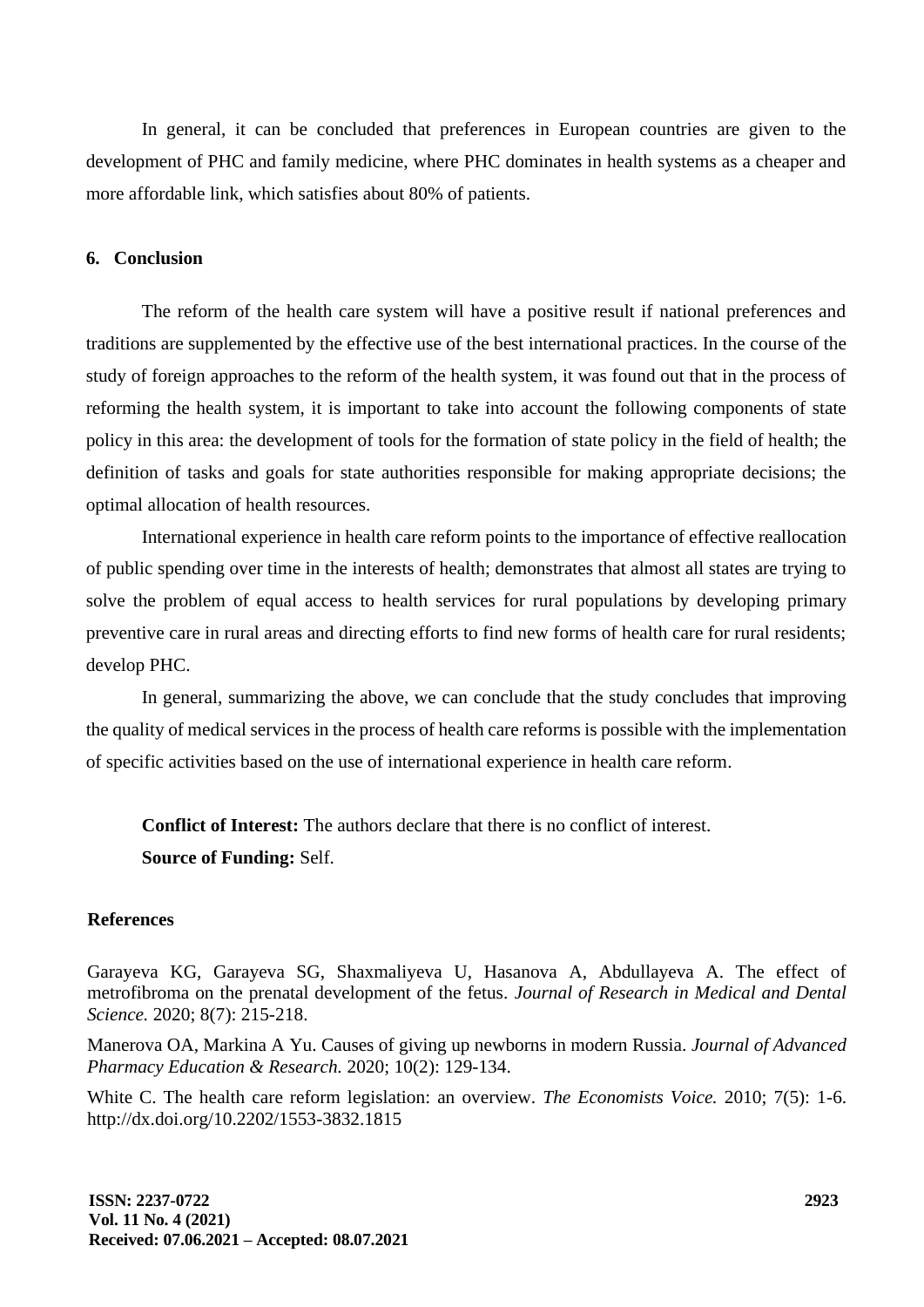In general, it can be concluded that preferences in European countries are given to the development of PHC and family medicine, where PHC dominates in health systems as a cheaper and more affordable link, which satisfies about 80% of patients.

## 6. Conclusion

The reform of the health care system will have a positive result if national preferences and traditions are supplemented by the effective use of the best international practices. In the course of the study of foreign approaches to the reform of the health system, it was found out that in the process of reforming the health system, it is important to take into account the following components of state policy in this area: the development of tools for the formation of state policy in the field of health; the definition of tasks and goals for state authorities responsible for making appropriate decisions; the optimal allocation of health resources.

International experience in health care reform points to the importance of effective reallocation of public spending over time in the interests of health; demonstrates that almost all states are trying to solve the problem of equal access to health services for rural populations by developing primary preventive care in rural areas and directing efforts to find new forms of health care for rural residents; develop PHC.

In general, summarizing the above, we can conclude that the study concludes that improving the quality of medical services in the process of health care reforms is possible with the implementation of specific activities based on the use of international experience in health care reform.

**Conflict of Interest:** The authors declare that there is no conflict of interest.

**Source of Funding:** Self.

## References

Garayeva KG, Garayeva SG, Shaxmaliyeva U, Hasanova A, Abdullayeva A. The effect of metrofibroma on the prenatal development of the fetus. *Journal of Research in Medical and Dental Science.* 2020; 8(7): 215-218.

Manerova OA, Markina A Yu. Causes of giving up newborns in modern Russia. *Journal of Advanced Pharmacy Education & Research.* 2020; 10(2): 129-134.

White C. The health care reform legislation: an overview. *The Economists Voice.* 2010; 7(5): 1-6. http://dx.doi.org/10.2202/1553-3832.1815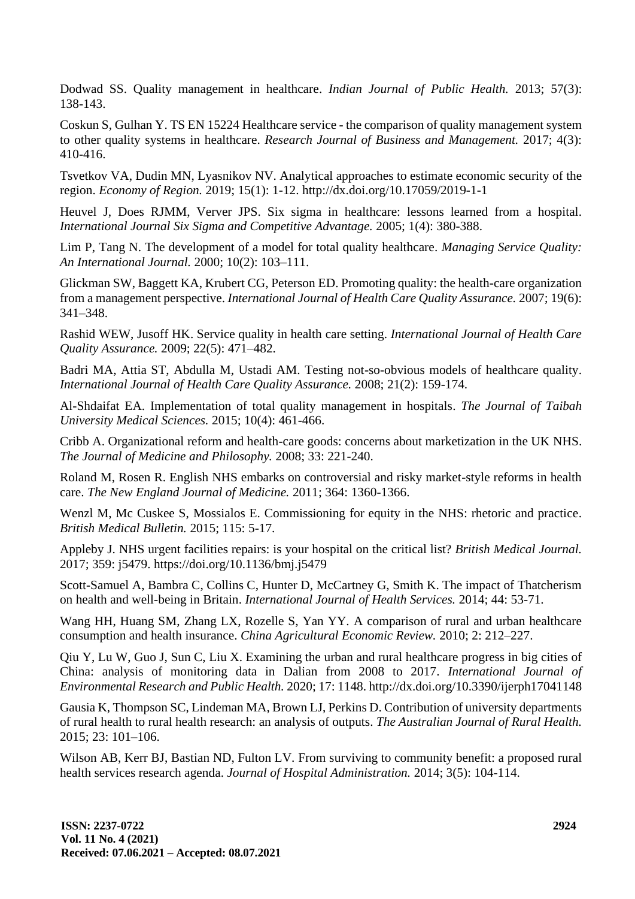Dodwad SS. Quality management in healthcare. *Indian Journal of Public Health.* 2013; 57(3): 138-143.

Coskun S, Gulhan Y. TS EN 15224 Healthcare service - the comparison of quality management system to other quality systems in healthcare. *Research Journal of Business and Management.* 2017; 4(3): 410-416.

Tsvetkov VA, Dudin MN, Lyasnikov NV. Analytical approaches to estimate economic security of the region. *Economy of Region.* 2019; 15(1): 1-12. http://dx.doi.org/10.17059/2019-1-1

Heuvel J, Does RJMM, Verver JPS. Six sigma in healthcare: lessons learned from a hospital. *International Journal Six Sigma and Competitive Advantage.* 2005; 1(4): 380-388.

Lim P, Tang N. The development of a model for total quality healthcare. *Managing Service Quality: An International Journal.* 2000; 10(2): 103–111.

Glickman SW, Baggett KA, Krubert CG, Peterson ED. Promoting quality: the health-care organization from a management perspective. *International Journal of Health Care Quality Assurance.* 2007; 19(6): 341–348.

Rashid WEW, Jusoff HK. Service quality in health care setting. *International Journal of Health Care Quality Assurance.* 2009; 22(5): 471–482.

Badri MA, Attia ST, Abdulla M, Ustadi AM. Testing not-so-obvious models of healthcare quality. *International Journal of Health Care Quality Assurance.* 2008; 21(2): 159-174.

Al-Shdaifat EA. Implementation of total quality management in hospitals. *The Journal of Taibah University Medical Sciences.* 2015; 10(4): 461-466.

Cribb A. Organizational reform and health-care goods: concerns about marketization in the UK NHS. *The Journal of Medicine and Philosophy.* 2008; 33: 221-240.

Roland M, Rosen R. English NHS embarks on controversial and risky market-style reforms in health care. *The New England Journal of Medicine.* 2011; 364: 1360-1366.

Wenzl M, Mc Cuskee S, Mossialos E. Commissioning for equity in the NHS: rhetoric and practice. *British Medical Bulletin.* 2015; 115: 5-17.

Appleby J. NHS urgent facilities repairs: is your hospital on the critical list? *British Medical Journal.* 2017; 359: j5479. https://doi.org/10.1136/bmj.j5479

Scott-Samuel A, Bambra C, Collins C, Hunter D, McCartney G, Smith K. The impact of Thatcherism on health and well-being in Britain. *International Journal of Health Services.* 2014; 44: 53-71.

Wang HH, Huang SM, Zhang LX, Rozelle S, Yan YY. A comparison of rural and urban healthcare consumption and health insurance. *China Agricultural Economic Review.* 2010; 2: 212–227.

Qiu Y, Lu W, Guo J, Sun C, Liu X. Examining the urban and rural healthcare progress in big cities of China: analysis of monitoring data in Dalian from 2008 to 2017. *International Journal of Environmental Research and Public Health.* 2020; 17: 1148. http://dx.doi.org/10.3390/ijerph17041148

Gausia K, Thompson SC, Lindeman MA, Brown LJ, Perkins D. Contribution of university departments of rural health to rural health research: an analysis of outputs. *The Australian Journal of Rural Health.* 2015; 23: 101–106.

Wilson AB, Kerr BJ, Bastian ND, Fulton LV. From surviving to community benefit: a proposed rural health services research agenda. *Journal of Hospital Administration.* 2014; 3(5): 104-114.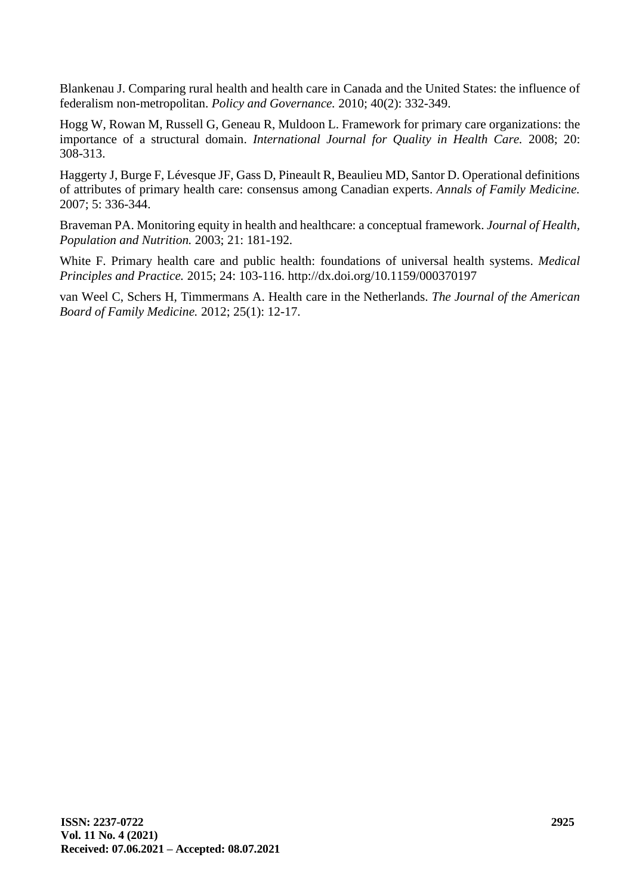Blankenau J. Comparing rural health and health care in Canada and the United States: the influence of federalism non-metropolitan. *Policy and Governance.* 2010; 40(2): 332-349.

Hogg W, Rowan M, Russell G, Geneau R, Muldoon L. Framework for primary care organizations: the importance of a structural domain. *International Journal for Quality in Health Care.* 2008; 20: 308-313.

Haggerty J, Burge F, Lévesque JF, Gass D, Pineault R, Beaulieu MD, Santor D. Operational definitions of attributes of primary health care: consensus among Canadian experts. *Annals of Family Medicine.* 2007; 5: 336-344.

Braveman PA. Monitoring equity in health and healthcare: a conceptual framework. *Journal of Health, Population and Nutrition.* 2003; 21: 181-192.

White F. Primary health care and public health: foundations of universal health systems. *Medical Principles and Practice.* 2015; 24: 103-116. http://dx.doi.org/10.1159/000370197

van Weel C, Schers H, Timmermans A. Health care in the Netherlands. *The Journal of the American Board of Family Medicine.* 2012; 25(1): 12-17.